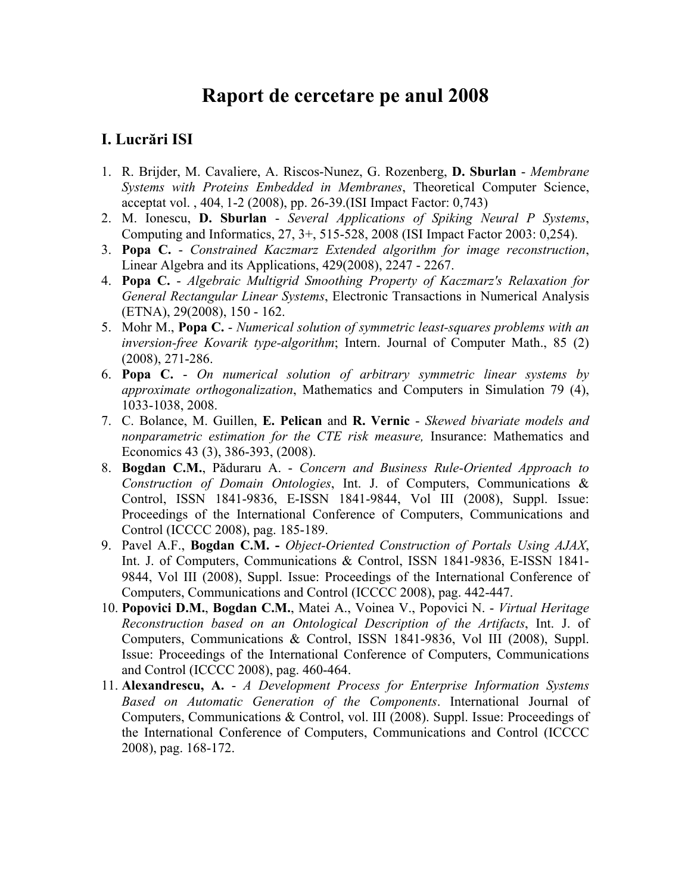# Raport de cercetare pe anul 2008

## I. Lucrări ISI

1. R. Brijder, M. Cavaliere, A. Riscos-Nunez, G. Rozenberg, **D. Sburlan** - *Membrane Systems with Proteins Embedded in Membranes*, Theoretical Computer Science, acceptat vol. , 404, 1-2 (2008), pp. 26-39.(ISI Impact Factor: 0,743)
2. M. Ionescu, **D. Sburlan** - *Several Applications of Spiking Neural P Systems*, Computing and Informatics, 27, 3+, 515-528, 2008 (ISI Impact Factor 2003: 0,254).
3. **Popa C.** - *Constrained Kaczmarz Extended algorithm for image reconstruction*, Linear Algebra and its Applications, 429(2008), 2247 - 2267.
4. **Popa C.** - *Algebraic Multigrid Smoothing Property of Kaczmarz's Relaxation for General Rectangular Linear Systems*, Electronic Transactions in Numerical Analysis (ETNA), 29(2008), 150 - 162.
5. Mohr M., **Popa C.** - *Numerical solution of symmetric least-squares problems with an inversion-free Kovarik type-algorithm*; Intern. Journal of Computer Math., 85 (2) (2008), 271-286.
6. **Popa C.** - *On numerical solution of arbitrary symmetric linear systems by approximate orthogonalization*, Mathematics and Computers in Simulation 79 (4), 1033-1038, 2008.
7. C. Bolance, M. Guillen, **E. Pelican** and **R. Vernic** - *Skewed bivariate models and nonparametric estimation for the CTE risk measure,* Insurance: Mathematics and Economics 43 (3), 386-393, (2008).
8. **Bogdan C.M.**, Păduraru A. - *Concern and Business Rule-Oriented Approach to Construction of Domain Ontologies*, Int. J. of Computers, Communications & Control, ISSN 1841-9836, E-ISSN 1841-9844, Vol III (2008), Suppl. Issue: Proceedings of the International Conference of Computers, Communications and Control (ICCCC 2008), pag. 185-189.
9. Pavel A.F., **Bogdan C.M. -** *Object-Oriented Construction of Portals Using AJAX*, Int. J. of Computers, Communications & Control, ISSN 1841-9836, E-ISSN 1841-9844, Vol III (2008), Suppl. Issue: Proceedings of the International Conference of Computers, Communications and Control (ICCCC 2008), pag. 442-447.
10. **Popovici D.M.**, **Bogdan C.M.**, Matei A., Voinea V., Popovici N. - *Virtual Heritage Reconstruction based on an Ontological Description of the Artifacts*, Int. J. of Computers, Communications & Control, ISSN 1841-9836, Vol III (2008), Suppl. Issue: Proceedings of the International Conference of Computers, Communications and Control (ICCCC 2008), pag. 460-464.
11. **Alexandrescu, A.** - *A Development Process for Enterprise Information Systems Based on Automatic Generation of the Components*. International Journal of Computers, Communications & Control, vol. III (2008). Suppl. Issue: Proceedings of the International Conference of Computers, Communications and Control (ICCCC 2008), pag. 168-172.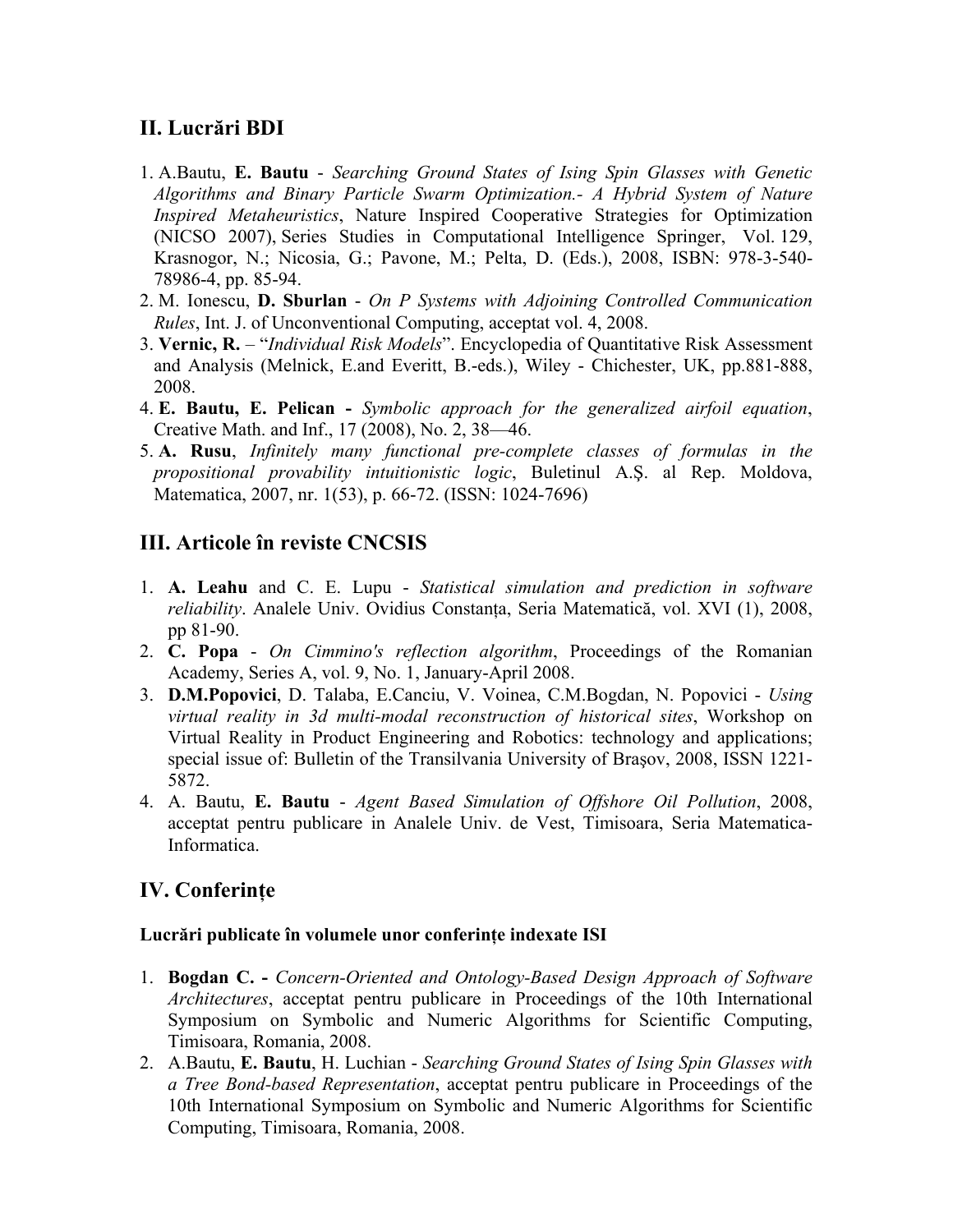## II. Lucrări BDI

1. A.Bautu, **E. Bautu** - *Searching Ground States of Ising Spin Glasses with Genetic Algorithms and Binary Particle Swarm Optimization.- A Hybrid System of Nature Inspired Metaheuristics*, Nature Inspired Cooperative Strategies for Optimization (NICSO 2007), Series Studies in Computational Intelligence Springer, Vol. 129, Krasnogor, N.; Nicosia, G.; Pavone, M.; Pelta, D. (Eds.), 2008, ISBN: 978-3-540-78986-4, pp. 85-94.
2. M. Ionescu, **D. Sburlan** - *On P Systems with Adjoining Controlled Communication Rules*, Int. J. of Unconventional Computing, acceptat vol. 4, 2008.
3. **Vernic, R.** – "*Individual Risk Models*". Encyclopedia of Quantitative Risk Assessment and Analysis (Melnick, E.and Everitt, B.-eds.), Wiley - Chichester, UK, pp.881-888, 2008.
4. **E. Bautu, E. Pelican -** *Symbolic approach for the generalized airfoil equation*, Creative Math. and Inf., 17 (2008), No. 2, 38—46.
5. **A. Rusu**, *Infinitely many functional pre-complete classes of formulas in the propositional provability intuitionistic logic*, Buletinul A.Ş. al Rep. Moldova, Matematica, 2007, nr. 1(53), p. 66-72. (ISSN: 1024-7696)

## III. Articole în reviste CNCSIS

1. **A. Leahu** and C. E. Lupu - *Statistical simulation and prediction in software reliability*. Analele Univ. Ovidius Constanța, Seria Matematică, vol. XVI (1), 2008, pp 81-90.
2. **C. Popa** - *On Cimmino's reflection algorithm*, Proceedings of the Romanian Academy, Series A, vol. 9, No. 1, January-April 2008.
3. **D.M.Popovici**, D. Talaba, E.Canciu, V. Voinea, C.M.Bogdan, N. Popovici - *Using virtual reality in 3d multi-modal reconstruction of historical sites*, Workshop on Virtual Reality in Product Engineering and Robotics: technology and applications; special issue of: Bulletin of the Transilvania University of Braşov, 2008, ISSN 1221-5872.
4. A. Bautu, **E. Bautu** - *Agent Based Simulation of Offshore Oil Pollution*, 2008, acceptat pentru publicare in Analele Univ. de Vest, Timisoara, Seria Matematica-Informatica.

## IV. Conferințe

### Lucrări publicate în volumele unor conferințe indexate ISI

1. **Bogdan C. -** *Concern-Oriented and Ontology-Based Design Approach of Software Architectures*, acceptat pentru publicare in Proceedings of the 10th International Symposium on Symbolic and Numeric Algorithms for Scientific Computing, Timisoara, Romania, 2008.
2. A.Bautu, **E. Bautu**, H. Luchian - *Searching Ground States of Ising Spin Glasses with a Tree Bond-based Representation*, acceptat pentru publicare in Proceedings of the 10th International Symposium on Symbolic and Numeric Algorithms for Scientific Computing, Timisoara, Romania, 2008.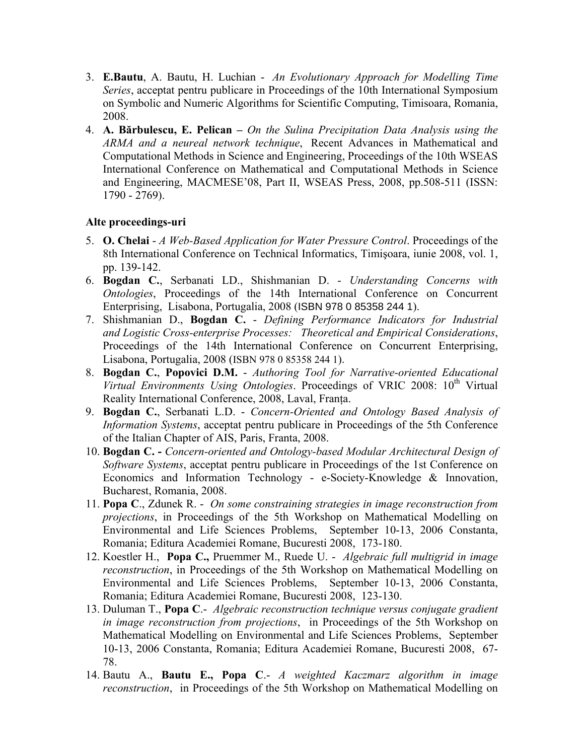3. **E.Bautu**, A. Bautu, H. Luchian - *An Evolutionary Approach for Modelling Time Series*, acceptat pentru publicare in Proceedings of the 10th International Symposium on Symbolic and Numeric Algorithms for Scientific Computing, Timisoara, Romania, 2008.
4. **A. Bărbulescu, E. Pelican –** *On the Sulina Precipitation Data Analysis using the ARMA and a neureal network technique*, Recent Advances in Mathematical and Computational Methods in Science and Engineering, Proceedings of the 10th WSEAS International Conference on Mathematical and Computational Methods in Science and Engineering, MACMESE'08, Part II, WSEAS Press, 2008, pp.508-511 (ISSN: 1790 - 2769).

**Alte proceedings-uri**

5. **O. Chelai** - *A Web-Based Application for Water Pressure Control*. Proceedings of the 8th International Conference on Technical Informatics, Timişoara, iunie 2008, vol. 1, pp. 139-142.
6. **Bogdan C.**, Serbanati LD., Shishmanian D. - *Understanding Concerns with Ontologies*, Proceedings of the 14th International Conference on Concurrent Enterprising, Lisabona, Portugalia, 2008 (ISBN 978 0 85358 244 1).
7. Shishmanian D., **Bogdan C.** - *Defining Performance Indicators for Industrial and Logistic Cross-enterprise Processes: Theoretical and Empirical Considerations*, Proceedings of the 14th International Conference on Concurrent Enterprising, Lisabona, Portugalia, 2008 (ISBN 978 0 85358 244 1).
8. **Bogdan C.**, **Popovici D.M.** - *Authoring Tool for Narrative-oriented Educational Virtual Environments Using Ontologies*. Proceedings of VRIC 2008: 10th Virtual Reality International Conference, 2008, Laval, Franța.
9. **Bogdan C.**, Serbanati L.D. - *Concern-Oriented and Ontology Based Analysis of Information Systems*, acceptat pentru publicare in Proceedings of the 5th Conference of the Italian Chapter of AIS, Paris, Franta, 2008.
10. **Bogdan C. -** *Concern-oriented and Ontology-based Modular Architectural Design of Software Systems*, acceptat pentru publicare in Proceedings of the 1st Conference on Economics and Information Technology - e-Society-Knowledge & Innovation, Bucharest, Romania, 2008.
11. **Popa C**., Zdunek R. - *On some constraining strategies in image reconstruction from projections*, in Proceedings of the 5th Workshop on Mathematical Modelling on Environmental and Life Sciences Problems, September 10-13, 2006 Constanta, Romania; Editura Academiei Romane, Bucuresti 2008, 173-180.
12. Koestler H., **Popa C.,** Pruemmer M., Ruede U. - *Algebraic full multigrid in image reconstruction*, in Proceedings of the 5th Workshop on Mathematical Modelling on Environmental and Life Sciences Problems, September 10-13, 2006 Constanta, Romania; Editura Academiei Romane, Bucuresti 2008, 123-130.
13. Duluman T., **Popa C**.- *Algebraic reconstruction technique versus conjugate gradient in image reconstruction from projections*, in Proceedings of the 5th Workshop on Mathematical Modelling on Environmental and Life Sciences Problems, September 10-13, 2006 Constanta, Romania; Editura Academiei Romane, Bucuresti 2008, 67-78.
14. Bautu A., **Bautu E., Popa C**.- *A weighted Kaczmarz algorithm in image reconstruction*, in Proceedings of the 5th Workshop on Mathematical Modelling on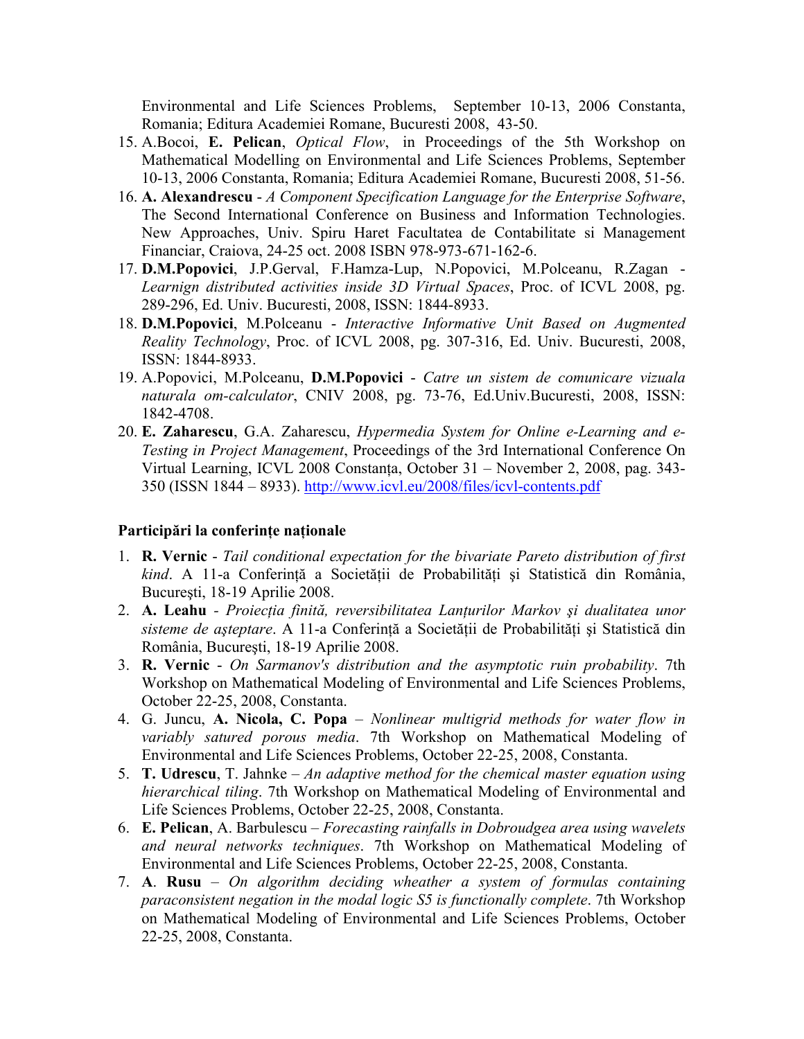Environmental and Life Sciences Problems, September 10-13, 2006 Constanta, Romania; Editura Academiei Romane, Bucuresti 2008, 43-50.

15. A.Bocoi, **E. Pelican**, *Optical Flow*, in Proceedings of the 5th Workshop on Mathematical Modelling on Environmental and Life Sciences Problems, September 10-13, 2006 Constanta, Romania; Editura Academiei Romane, Bucuresti 2008, 51-56.
16. **A. Alexandrescu** - *A Component Specification Language for the Enterprise Software*, The Second International Conference on Business and Information Technologies. New Approaches, Univ. Spiru Haret Facultatea de Contabilitate si Management Financiar, Craiova, 24-25 oct. 2008 ISBN 978-973-671-162-6.
17. **D.M.Popovici**, J.P.Gerval, F.Hamza-Lup, N.Popovici, M.Polceanu, R.Zagan - *Learnign distributed activities inside 3D Virtual Spaces*, Proc. of ICVL 2008, pg. 289-296, Ed. Univ. Bucuresti, 2008, ISSN: 1844-8933.
18. **D.M.Popovici**, M.Polceanu - *Interactive Informative Unit Based on Augmented Reality Technology*, Proc. of ICVL 2008, pg. 307-316, Ed. Univ. Bucuresti, 2008, ISSN: 1844-8933.
19. A.Popovici, M.Polceanu, **D.M.Popovici** - *Catre un sistem de comunicare vizuala naturala om-calculator*, CNIV 2008, pg. 73-76, Ed.Univ.Bucuresti, 2008, ISSN: 1842-4708.
20. **E. Zaharescu**, G.A. Zaharescu, *Hypermedia System for Online e-Learning and e-Testing in Project Management*, Proceedings of the 3rd International Conference On Virtual Learning, ICVL 2008 Constanța, October 31 – November 2, 2008, pag. 343-350 (ISSN 1844 – 8933). http://www.icvl.eu/2008/files/icvl-contents.pdf

**Participări la conferințe naționale**

1. **R. Vernic** - *Tail conditional expectation for the bivariate Pareto distribution of first kind*. A 11-a Conferință a Societății de Probabilități şi Statistică din România, Bucureşti, 18-19 Aprilie 2008.
2. **A. Leahu** - *Proiecția finită, reversibilitatea Lanțurilor Markov şi dualitatea unor sisteme de aşteptare*. A 11-a Conferință a Societății de Probabilități şi Statistică din România, Bucureşti, 18-19 Aprilie 2008.
3. **R. Vernic** - *On Sarmanov's distribution and the asymptotic ruin probability*. 7th Workshop on Mathematical Modeling of Environmental and Life Sciences Problems, October 22-25, 2008, Constanta.
4. G. Juncu, **A. Nicola, C. Popa** – *Nonlinear multigrid methods for water flow in variably satured porous media*. 7th Workshop on Mathematical Modeling of Environmental and Life Sciences Problems, October 22-25, 2008, Constanta.
5. **T. Udrescu**, T. Jahnke – *An adaptive method for the chemical master equation using hierarchical tiling*. 7th Workshop on Mathematical Modeling of Environmental and Life Sciences Problems, October 22-25, 2008, Constanta.
6. **E. Pelican**, A. Barbulescu – *Forecasting rainfalls in Dobroudgea area using wavelets and neural networks techniques*. 7th Workshop on Mathematical Modeling of Environmental and Life Sciences Problems, October 22-25, 2008, Constanta.
7. **A**. **Rusu** – *On algorithm deciding wheather a system of formulas containing paraconsistent negation in the modal logic S5 is functionally complete*. 7th Workshop on Mathematical Modeling of Environmental and Life Sciences Problems, October 22-25, 2008, Constanta.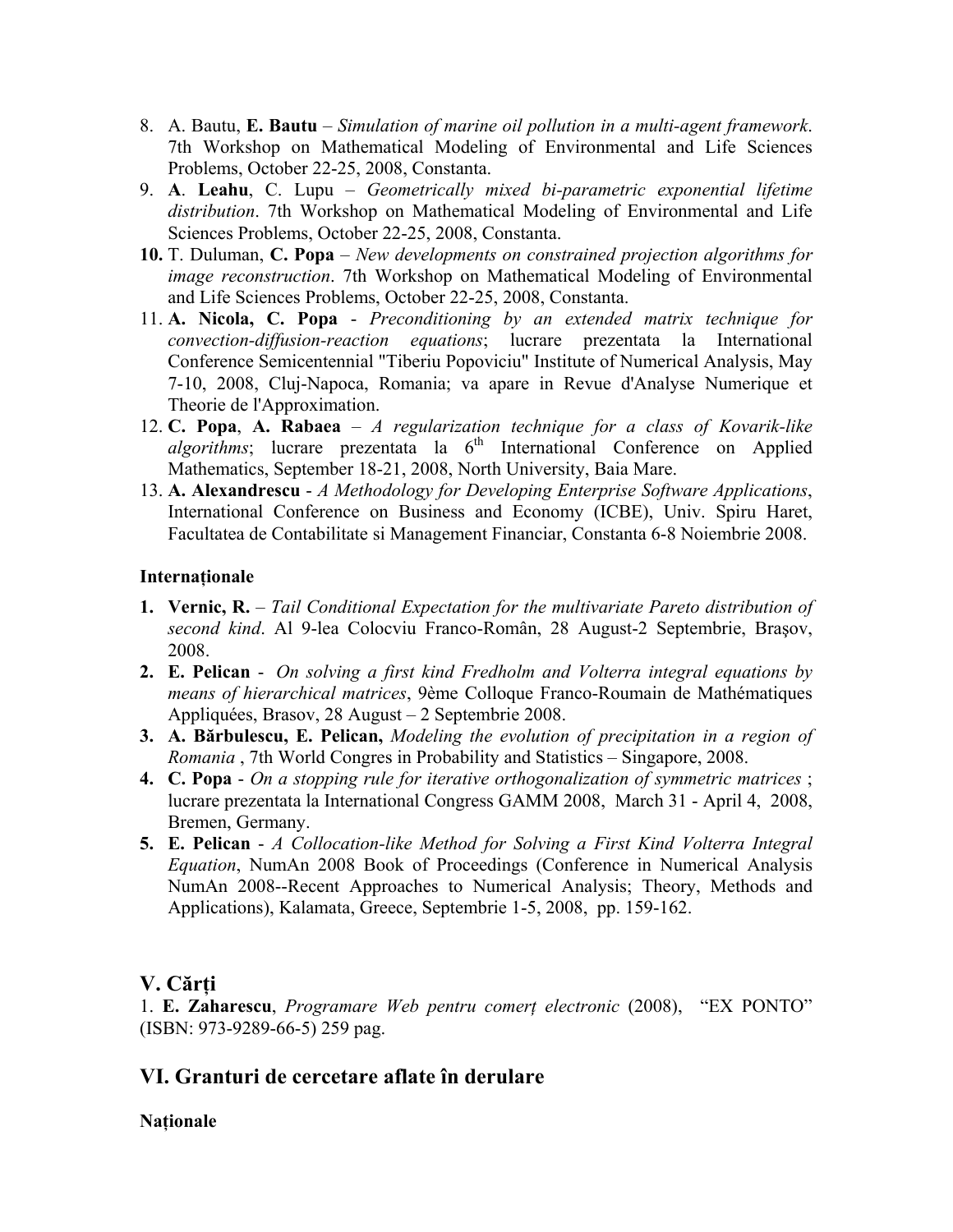8. A. Bautu, **E. Bautu** – *Simulation of marine oil pollution in a multi-agent framework*. 7th Workshop on Mathematical Modeling of Environmental and Life Sciences Problems, October 22-25, 2008, Constanta.
9. **A**. **Leahu**, C. Lupu – *Geometrically mixed bi-parametric exponential lifetime distribution*. 7th Workshop on Mathematical Modeling of Environmental and Life Sciences Problems, October 22-25, 2008, Constanta.
10. T. Duluman, **C. Popa** – *New developments on constrained projection algorithms for image reconstruction*. 7th Workshop on Mathematical Modeling of Environmental and Life Sciences Problems, October 22-25, 2008, Constanta.
11. **A. Nicola, C. Popa** - *Preconditioning by an extended matrix technique for convection-diffusion-reaction equations*; lucrare prezentata la International Conference Semicentennial "Tiberiu Popoviciu" Institute of Numerical Analysis, May 7-10, 2008, Cluj-Napoca, Romania; va apare in Revue d'Analyse Numerique et Theorie de l'Approximation.
12. **C. Popa**, **A. Rabaea** – *A regularization technique for a class of Kovarik-like algorithms*; lucrare prezentata la 6th International Conference on Applied Mathematics, September 18-21, 2008, North University, Baia Mare.
13. **A. Alexandrescu** - *A Methodology for Developing Enterprise Software Applications*, International Conference on Business and Economy (ICBE), Univ. Spiru Haret, Facultatea de Contabilitate si Management Financiar, Constanta 6-8 Noiembrie 2008.

**Internaționale**

1. **Vernic, R.** – *Tail Conditional Expectation for the multivariate Pareto distribution of second kind*. Al 9-lea Colocviu Franco-Român, 28 August-2 Septembrie, Braşov, 2008.
2. **E. Pelican** - *On solving a first kind Fredholm and Volterra integral equations by means of hierarchical matrices*, 9ème Colloque Franco-Roumain de Mathématiques Appliquées, Brasov, 28 August – 2 Septembrie 2008.
3. **A. Bărbulescu, E. Pelican,** *Modeling the evolution of precipitation in a region of Romania* , 7th World Congres in Probability and Statistics – Singapore, 2008.
4. **C. Popa** - *On a stopping rule for iterative orthogonalization of symmetric matrices* ; lucrare prezentata la International Congress GAMM 2008, March 31 - April 4, 2008, Bremen, Germany.
5. **E. Pelican** - *A Collocation-like Method for Solving a First Kind Volterra Integral Equation*, NumAn 2008 Book of Proceedings (Conference in Numerical Analysis NumAn 2008--Recent Approaches to Numerical Analysis; Theory, Methods and Applications), Kalamata, Greece, Septembrie 1-5, 2008, pp. 159-162.

## V. Cărți

1. **E. Zaharescu**, *Programare Web pentru comerț electronic* (2008), "EX PONTO" (ISBN: 973-9289-66-5) 259 pag.

## VI. Granturi de cercetare aflate în derulare

**Naționale**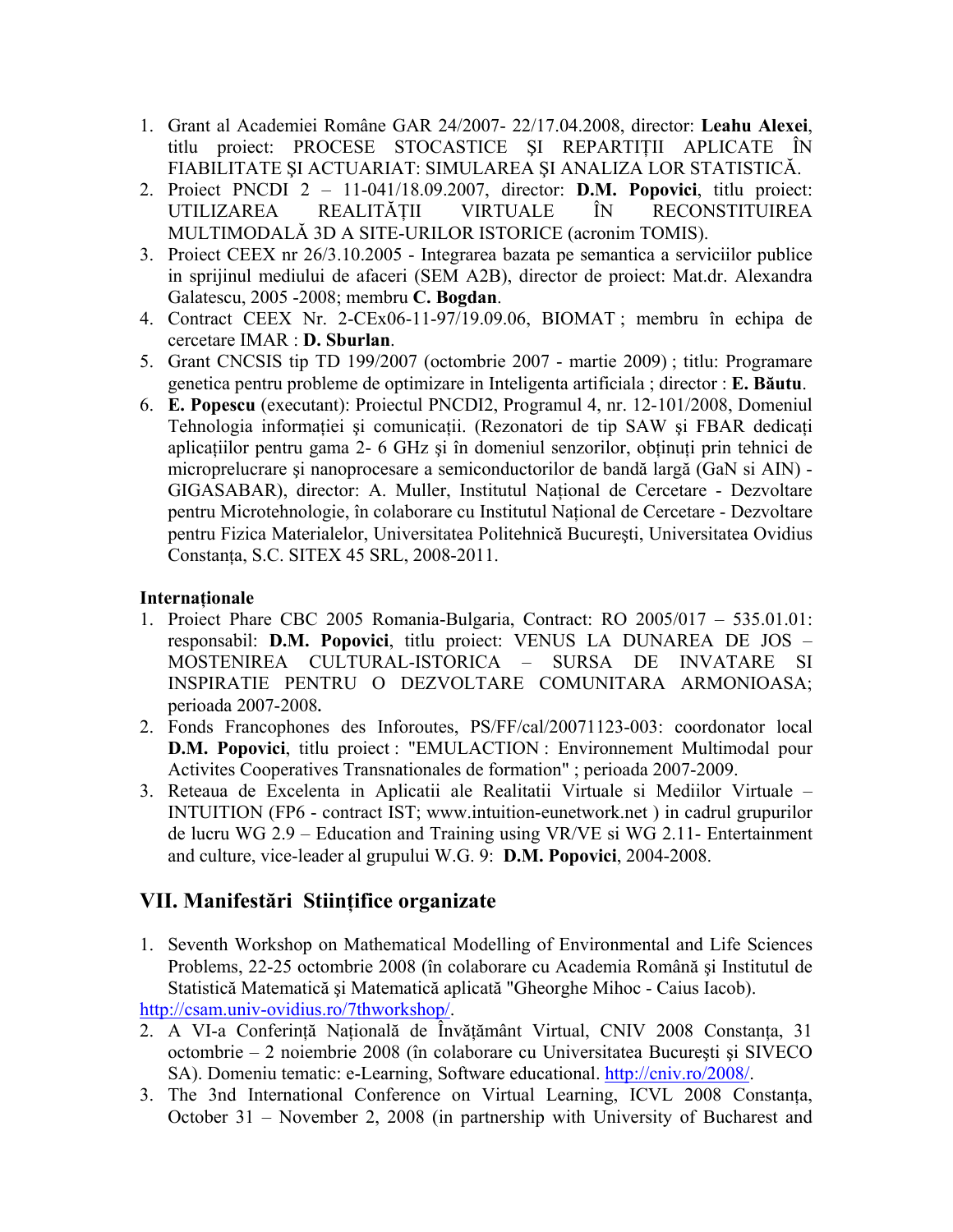1. Grant al Academiei Române GAR 24/2007- 22/17.04.2008, director: **Leahu Alexei**, titlu proiect: PROCESE STOCASTICE ŞI REPARTIŢII APLICATE ÎN FIABILITATE ŞI ACTUARIAT: SIMULAREA ŞI ANALIZA LOR STATISTICĂ.
2. Proiect PNCDI 2 – 11-041/18.09.2007, director: **D.M. Popovici**, titlu proiect: UTILIZAREA REALITĂŢII VIRTUALE ÎN RECONSTITUIREA MULTIMODALĂ 3D A SITE-URILOR ISTORICE (acronim TOMIS).
3. Proiect CEEX nr 26/3.10.2005 - Integrarea bazata pe semantica a serviciilor publice in sprijinul mediului de afaceri (SEM A2B), director de proiect: Mat.dr. Alexandra Galatescu, 2005 -2008; membru **C. Bogdan**.
4. Contract CEEX Nr. 2-CEx06-11-97/19.09.06, BIOMAT ; membru în echipa de cercetare IMAR : **D. Sburlan**.
5. Grant CNCSIS tip TD 199/2007 (octombrie 2007 - martie 2009) ; titlu: Programare genetica pentru probleme de optimizare in Inteligenta artificiala ; director : **E. Băutu**.
6. **E. Popescu** (executant): Proiectul PNCDI2, Programul 4, nr. 12-101/2008, Domeniul Tehnologia informaţiei şi comunicaţii. (Rezonatori de tip SAW şi FBAR dedicaţi aplicaţiilor pentru gama 2- 6 GHz şi în domeniul senzorilor, obţinuţi prin tehnici de microprelucrare şi nanoprocesare a semiconductorilor de bandă largă (GaN si AIN) - GIGASABAR), director: A. Muller, Institutul Naţional de Cercetare - Dezvoltare pentru Microtehnologie, în colaborare cu Institutul Naţional de Cercetare - Dezvoltare pentru Fizica Materialelor, Universitatea Politehnică Bucureşti, Universitatea Ovidius Constanţa, S.C. SITEX 45 SRL, 2008-2011.

**Internaţionale**

1. Proiect Phare CBC 2005 Romania-Bulgaria, Contract: RO 2005/017 – 535.01.01: responsabil: **D.M. Popovici**, titlu proiect: VENUS LA DUNAREA DE JOS – MOSTENIREA CULTURAL-ISTORICA – SURSA DE INVATARE SI INSPIRATIE PENTRU O DEZVOLTARE COMUNITARA ARMONIOASA; perioada 2007-2008**.**
2. Fonds Francophones des Inforoutes, PS/FF/cal/20071123-003: coordonator local **D.M. Popovici**, titlu proiect : "EMULACTION : Environnement Multimodal pour Activites Cooperatives Transnationales de formation" ; perioada 2007-2009.
3. Reteaua de Excelenta in Aplicatii ale Realitatii Virtuale si Mediilor Virtuale – INTUITION (FP6 - contract IST; www.intuition-eunetwork.net ) in cadrul grupurilor de lucru WG 2.9 – Education and Training using VR/VE si WG 2.11- Entertainment and culture, vice-leader al grupului W.G. 9: **D.M. Popovici**, 2004-2008.

## VII. Manifestări Stiinţifice organizate

1. Seventh Workshop on Mathematical Modelling of Environmental and Life Sciences Problems, 22-25 octombrie 2008 (în colaborare cu Academia Română şi Institutul de Statistică Matematică şi Matematică aplicată "Gheorghe Mihoc - Caius Iacob).
http://csam.univ-ovidius.ro/7thworkshop/.
2. A VI-a Conferinţă Naţională de Învăţământ Virtual, CNIV 2008 Constanţa, 31 octombrie – 2 noiembrie 2008 (în colaborare cu Universitatea Bucureşti şi SIVECO SA). Domeniu tematic: e-Learning, Software educational. http://cniv.ro/2008/.
3. The 3nd International Conference on Virtual Learning, ICVL 2008 Constanţa, October 31 – November 2, 2008 (in partnership with University of Bucharest and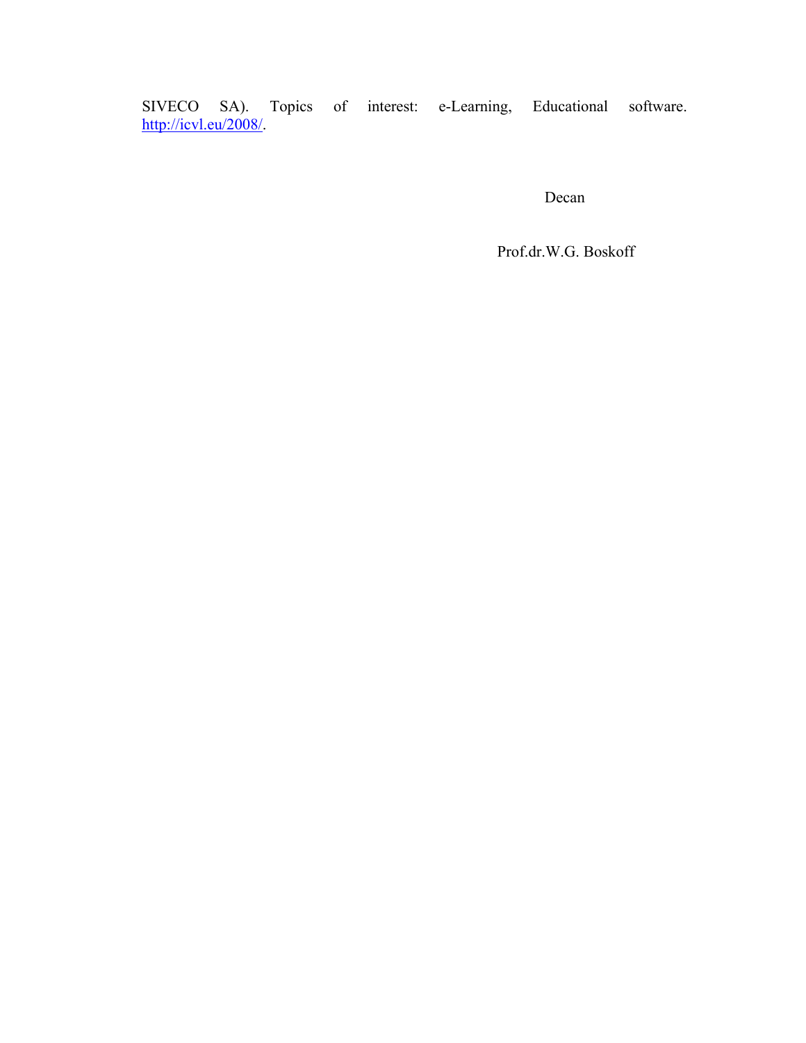SIVECO SA). Topics of interest: e-Learning, Educational software. http://icvl.eu/2008/.

Decan

Prof.dr.W.G. Boskoff